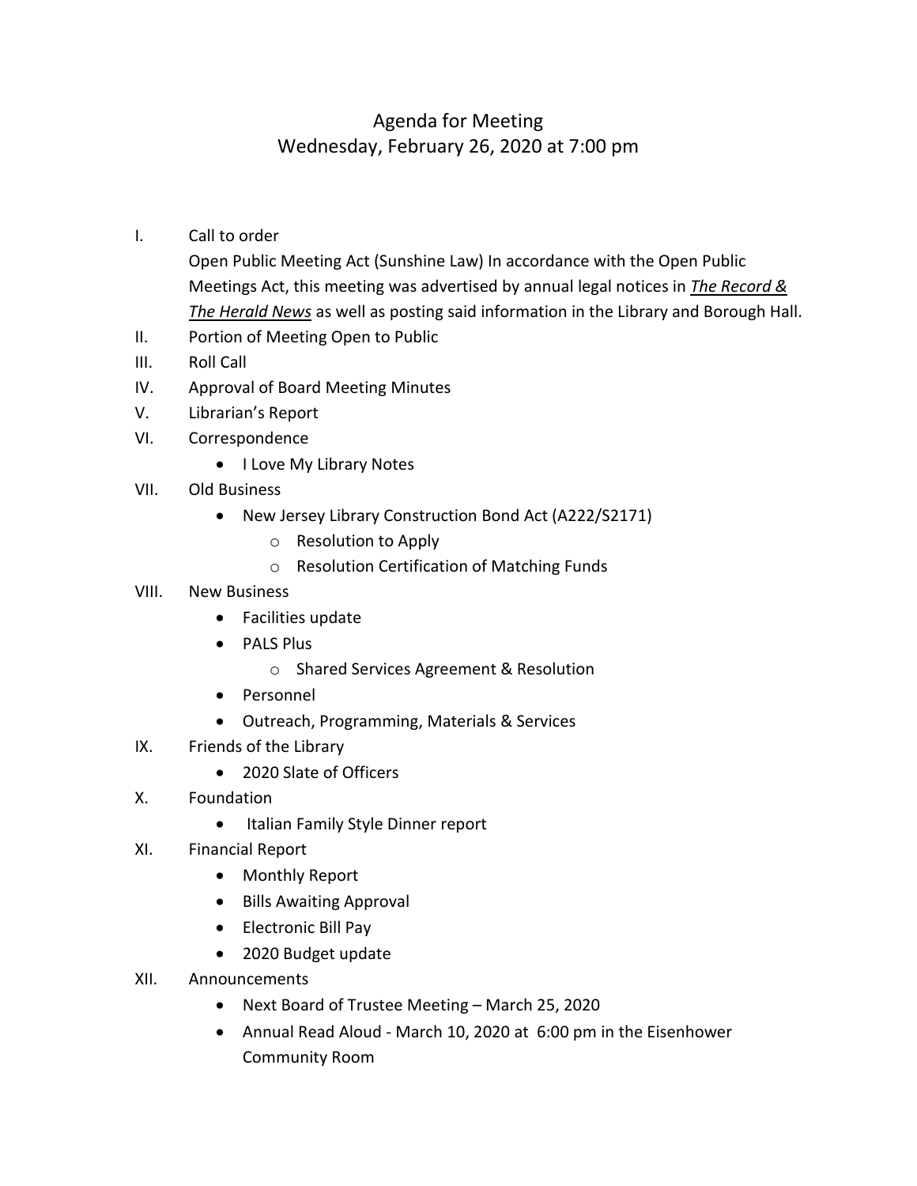# Agenda for Meeting
## Wednesday, February 26, 2020 at 7:00 pm

I. Call to order

   Open Public Meeting Act (Sunshine Law) In accordance with the Open Public Meetings Act, this meeting was advertised by annual legal notices in ***The Record & The Herald News*** as well as posting said information in the Library and Borough Hall.

II. Portion of Meeting Open to Public

III. Roll Call

IV. Approval of Board Meeting Minutes

V. Librarian's Report

VI. Correspondence
   - I Love My Library Notes

VII. Old Business
   - New Jersey Library Construction Bond Act (A222/S2171)
     - Resolution to Apply
     - Resolution Certification of Matching Funds

VIII. New Business
   - Facilities update
   - PALS Plus
     - Shared Services Agreement & Resolution
   - Personnel
   - Outreach, Programming, Materials & Services

IX. Friends of the Library
   - 2020 Slate of Officers

X. Foundation
   - Italian Family Style Dinner report

XI. Financial Report
   - Monthly Report
   - Bills Awaiting Approval
   - Electronic Bill Pay
   - 2020 Budget update

XII. Announcements
   - Next Board of Trustee Meeting – March 25, 2020
   - Annual Read Aloud - March 10, 2020 at 6:00 pm in the Eisenhower Community Room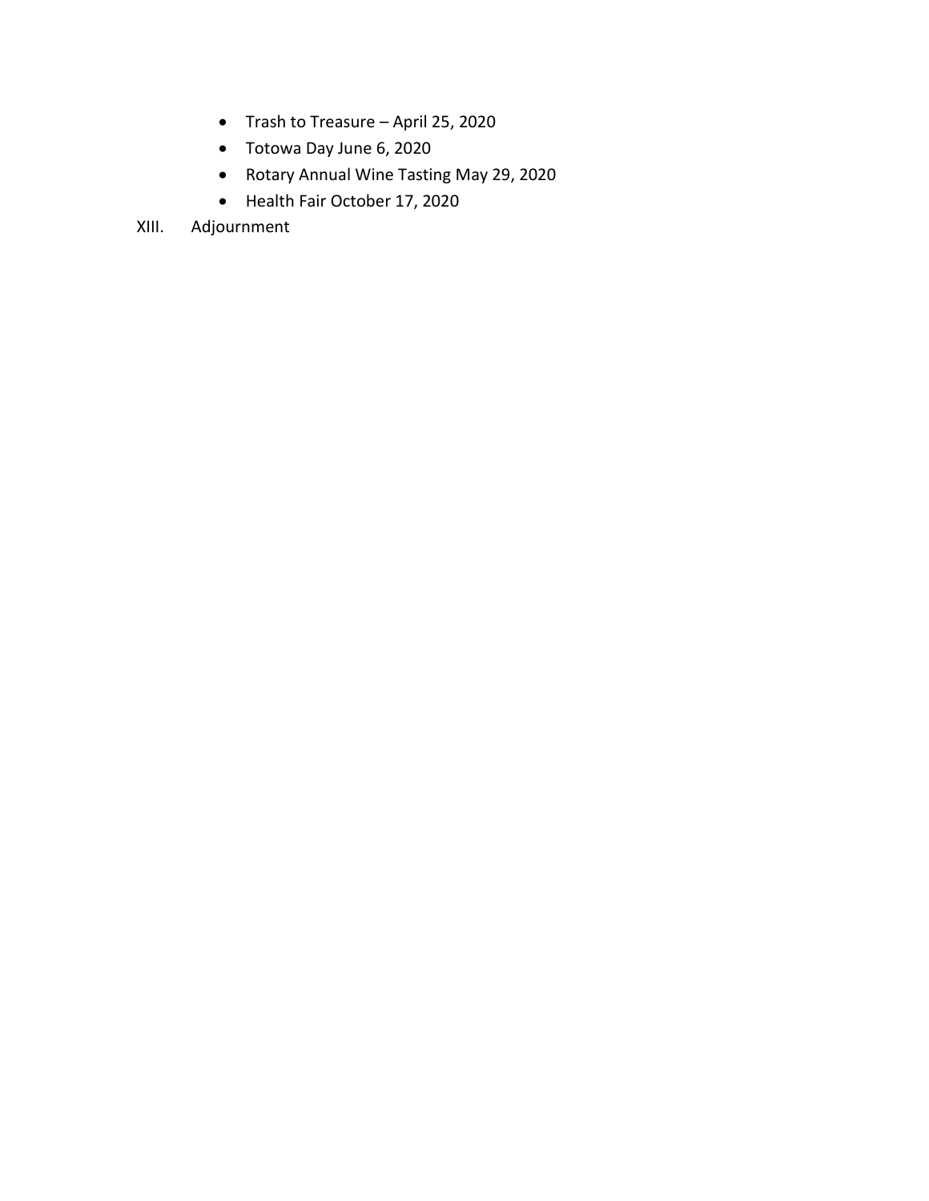- Trash to Treasure – April 25, 2020
- Totowa Day June 6, 2020
- Rotary Annual Wine Tasting May 29, 2020
- Health Fair October 17, 2020

XIII. Adjournment